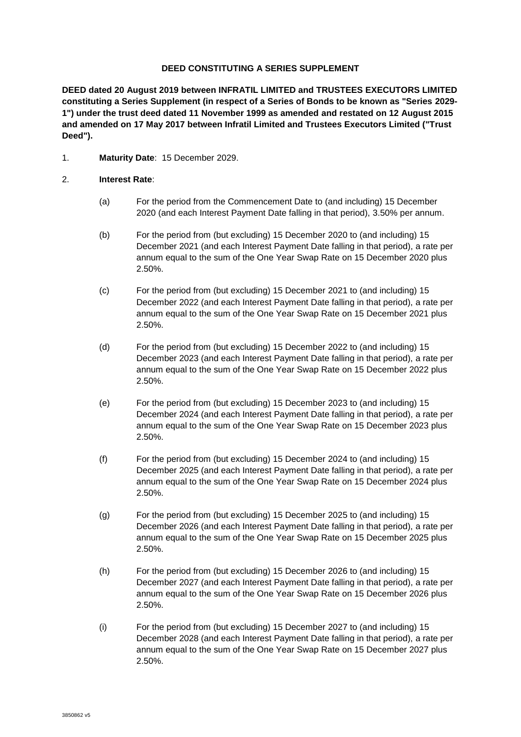**DEED CONSTITUTING A SERIES SUPPLEMENT**

**DEED dated 20 August 2019 between INFRATIL LIMITED and TRUSTEES EXECUTORS LIMITED constituting a Series Supplement (in respect of a Series of Bonds to be known as "Series 2029-1") under the trust deed dated 11 November 1999 as amended and restated on 12 August 2015 and amended on 17 May 2017 between Infratil Limited and Trustees Executors Limited ("Trust Deed").**

1. **Maturity Date**: 15 December 2029.

2. **Interest Rate**:

   (a) For the period from the Commencement Date to (and including) 15 December 2020 (and each Interest Payment Date falling in that period), 3.50% per annum.

   (b) For the period from (but excluding) 15 December 2020 to (and including) 15 December 2021 (and each Interest Payment Date falling in that period), a rate per annum equal to the sum of the One Year Swap Rate on 15 December 2020 plus 2.50%.

   (c) For the period from (but excluding) 15 December 2021 to (and including) 15 December 2022 (and each Interest Payment Date falling in that period), a rate per annum equal to the sum of the One Year Swap Rate on 15 December 2021 plus 2.50%.

   (d) For the period from (but excluding) 15 December 2022 to (and including) 15 December 2023 (and each Interest Payment Date falling in that period), a rate per annum equal to the sum of the One Year Swap Rate on 15 December 2022 plus 2.50%.

   (e) For the period from (but excluding) 15 December 2023 to (and including) 15 December 2024 (and each Interest Payment Date falling in that period), a rate per annum equal to the sum of the One Year Swap Rate on 15 December 2023 plus 2.50%.

   (f) For the period from (but excluding) 15 December 2024 to (and including) 15 December 2025 (and each Interest Payment Date falling in that period), a rate per annum equal to the sum of the One Year Swap Rate on 15 December 2024 plus 2.50%.

   (g) For the period from (but excluding) 15 December 2025 to (and including) 15 December 2026 (and each Interest Payment Date falling in that period), a rate per annum equal to the sum of the One Year Swap Rate on 15 December 2025 plus 2.50%.

   (h) For the period from (but excluding) 15 December 2026 to (and including) 15 December 2027 (and each Interest Payment Date falling in that period), a rate per annum equal to the sum of the One Year Swap Rate on 15 December 2026 plus 2.50%.

   (i) For the period from (but excluding) 15 December 2027 to (and including) 15 December 2028 (and each Interest Payment Date falling in that period), a rate per annum equal to the sum of the One Year Swap Rate on 15 December 2027 plus 2.50%.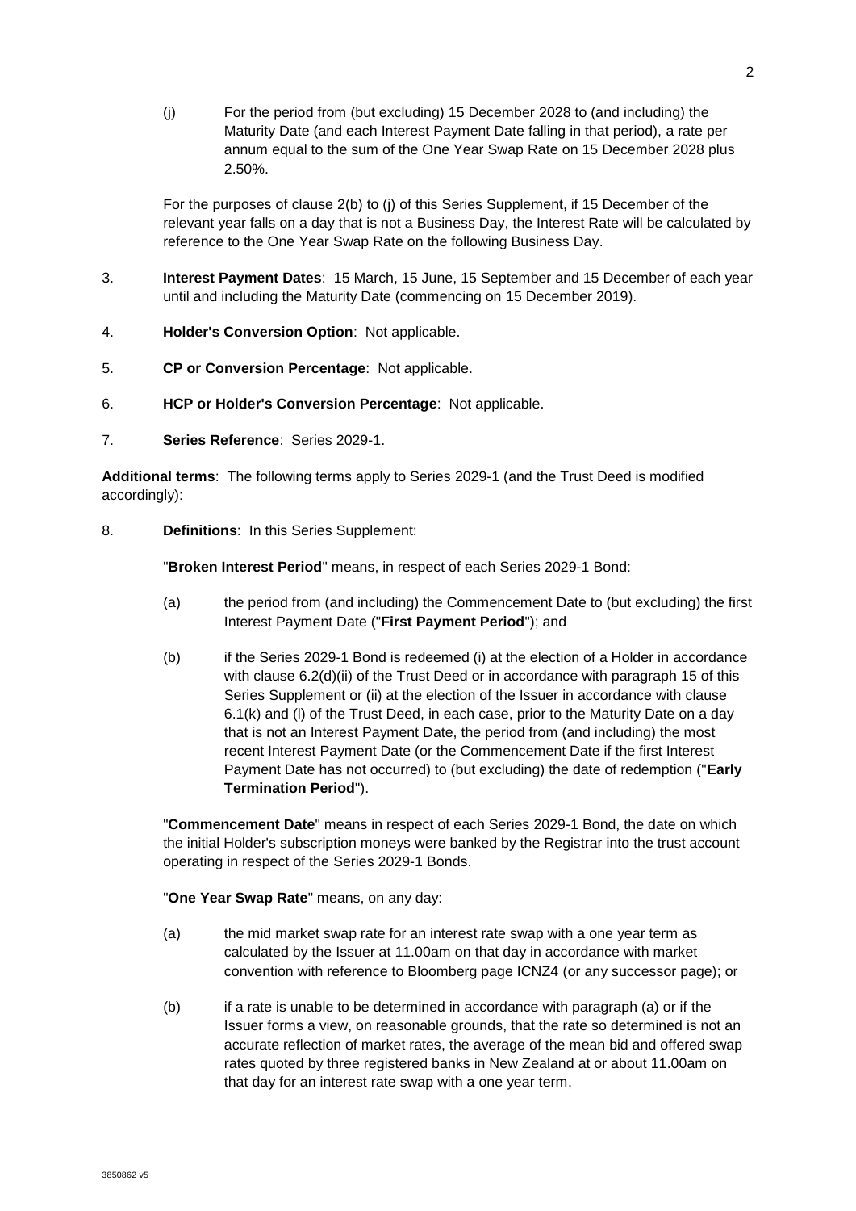(j) For the period from (but excluding) 15 December 2028 to (and including) the Maturity Date (and each Interest Payment Date falling in that period), a rate per annum equal to the sum of the One Year Swap Rate on 15 December 2028 plus 2.50%.

For the purposes of clause 2(b) to (j) of this Series Supplement, if 15 December of the relevant year falls on a day that is not a Business Day, the Interest Rate will be calculated by reference to the One Year Swap Rate on the following Business Day.

3. **Interest Payment Dates**: 15 March, 15 June, 15 September and 15 December of each year until and including the Maturity Date (commencing on 15 December 2019).

4. **Holder's Conversion Option**: Not applicable.

5. **CP or Conversion Percentage**: Not applicable.

6. **HCP or Holder's Conversion Percentage**: Not applicable.

7. **Series Reference**: Series 2029-1.

**Additional terms**: The following terms apply to Series 2029-1 (and the Trust Deed is modified accordingly):

8. **Definitions**: In this Series Supplement:

"**Broken Interest Period**" means, in respect of each Series 2029-1 Bond:

(a) the period from (and including) the Commencement Date to (but excluding) the first Interest Payment Date ("**First Payment Period**"); and

(b) if the Series 2029-1 Bond is redeemed (i) at the election of a Holder in accordance with clause 6.2(d)(ii) of the Trust Deed or in accordance with paragraph 15 of this Series Supplement or (ii) at the election of the Issuer in accordance with clause 6.1(k) and (l) of the Trust Deed, in each case, prior to the Maturity Date on a day that is not an Interest Payment Date, the period from (and including) the most recent Interest Payment Date (or the Commencement Date if the first Interest Payment Date has not occurred) to (but excluding) the date of redemption ("**Early Termination Period**").

"**Commencement Date**" means in respect of each Series 2029-1 Bond, the date on which the initial Holder's subscription moneys were banked by the Registrar into the trust account operating in respect of the Series 2029-1 Bonds.

"**One Year Swap Rate**" means, on any day:

(a) the mid market swap rate for an interest rate swap with a one year term as calculated by the Issuer at 11.00am on that day in accordance with market convention with reference to Bloomberg page ICNZ4 (or any successor page); or

(b) if a rate is unable to be determined in accordance with paragraph (a) or if the Issuer forms a view, on reasonable grounds, that the rate so determined is not an accurate reflection of market rates, the average of the mean bid and offered swap rates quoted by three registered banks in New Zealand at or about 11.00am on that day for an interest rate swap with a one year term,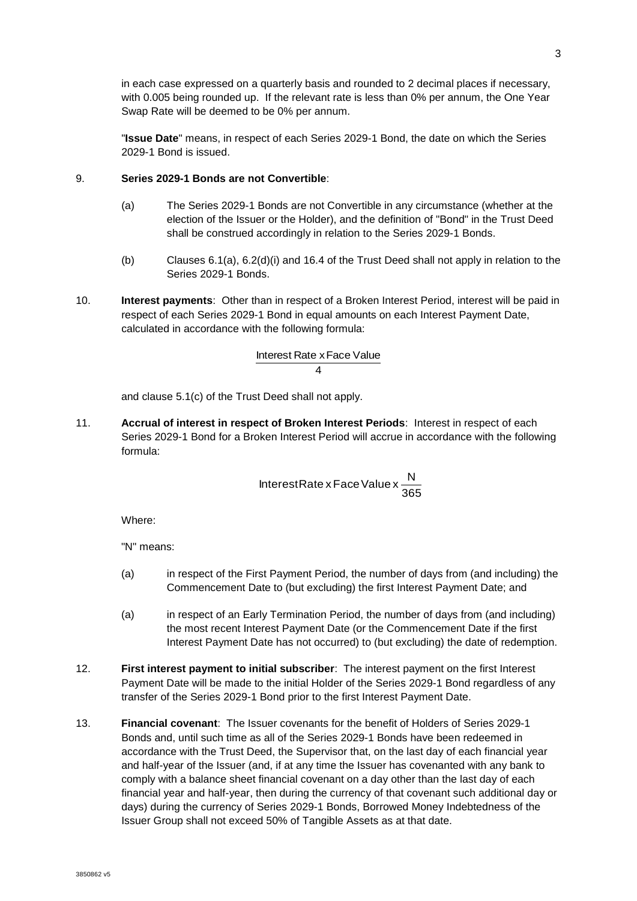in each case expressed on a quarterly basis and rounded to 2 decimal places if necessary, with 0.005 being rounded up. If the relevant rate is less than 0% per annum, the One Year Swap Rate will be deemed to be 0% per annum.

"**Issue Date**" means, in respect of each Series 2029-1 Bond, the date on which the Series 2029-1 Bond is issued.

9. **Series 2029-1 Bonds are not Convertible**:

   (a) The Series 2029-1 Bonds are not Convertible in any circumstance (whether at the election of the Issuer or the Holder), and the definition of "Bond" in the Trust Deed shall be construed accordingly in relation to the Series 2029-1 Bonds.

   (b) Clauses 6.1(a), 6.2(d)(i) and 16.4 of the Trust Deed shall not apply in relation to the Series 2029-1 Bonds.

10. **Interest payments**: Other than in respect of a Broken Interest Period, interest will be paid in respect of each Series 2029-1 Bond in equal amounts on each Interest Payment Date, calculated in accordance with the following formula:

$$\frac{\text{Interest Rate x Face Value}}{4}$$

and clause 5.1(c) of the Trust Deed shall not apply.

11. **Accrual of interest in respect of Broken Interest Periods**: Interest in respect of each Series 2029-1 Bond for a Broken Interest Period will accrue in accordance with the following formula:

$$\text{Interest Rate x Face Value x } \frac{N}{365}$$

Where:

"N" means:

   (a) in respect of the First Payment Period, the number of days from (and including) the Commencement Date to (but excluding) the first Interest Payment Date; and

   (a) in respect of an Early Termination Period, the number of days from (and including) the most recent Interest Payment Date (or the Commencement Date if the first Interest Payment Date has not occurred) to (but excluding) the date of redemption.

12. **First interest payment to initial subscriber**: The interest payment on the first Interest Payment Date will be made to the initial Holder of the Series 2029-1 Bond regardless of any transfer of the Series 2029-1 Bond prior to the first Interest Payment Date.

13. **Financial covenant**: The Issuer covenants for the benefit of Holders of Series 2029-1 Bonds and, until such time as all of the Series 2029-1 Bonds have been redeemed in accordance with the Trust Deed, the Supervisor that, on the last day of each financial year and half-year of the Issuer (and, if at any time the Issuer has covenanted with any bank to comply with a balance sheet financial covenant on a day other than the last day of each financial year and half-year, then during the currency of that covenant such additional day or days) during the currency of Series 2029-1 Bonds, Borrowed Money Indebtedness of the Issuer Group shall not exceed 50% of Tangible Assets as at that date.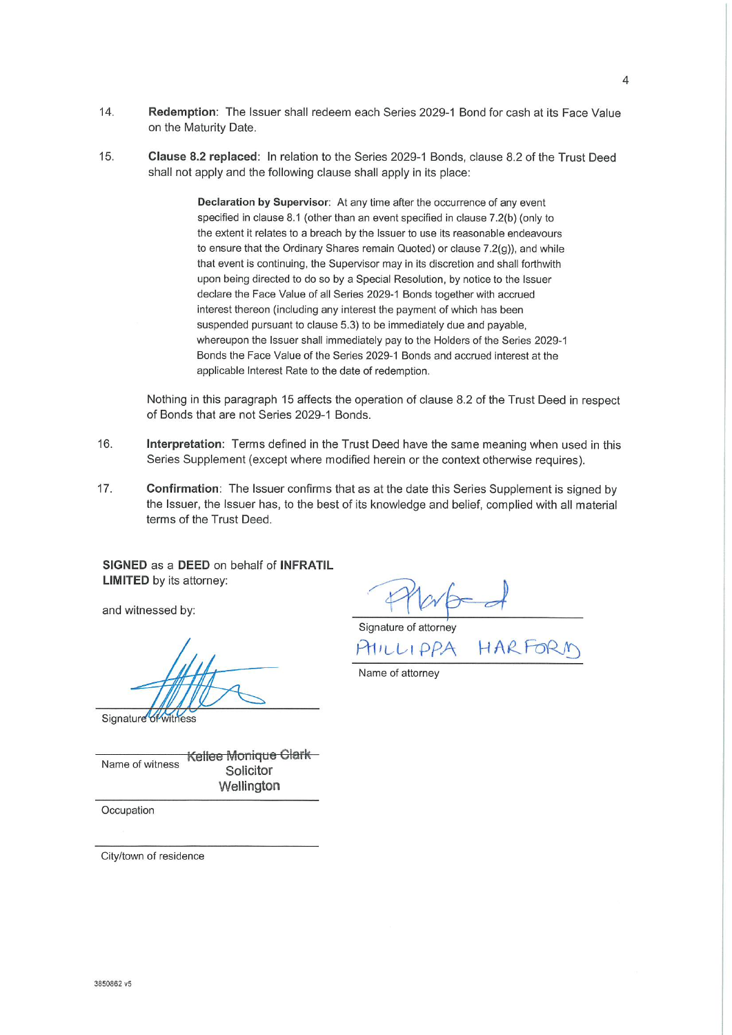14. **Redemption**: The Issuer shall redeem each Series 2029-1 Bond for cash at its Face Value on the Maturity Date.

15. **Clause 8.2 replaced**: In relation to the Series 2029-1 Bonds, clause 8.2 of the Trust Deed shall not apply and the following clause shall apply in its place:

    > **Declaration by Supervisor**: At any time after the occurrence of any event specified in clause 8.1 (other than an event specified in clause 7.2(b) (only to the extent it relates to a breach by the Issuer to use its reasonable endeavours to ensure that the Ordinary Shares remain Quoted) or clause 7.2(g)), and while that event is continuing, the Supervisor may in its discretion and shall forthwith upon being directed to do so by a Special Resolution, by notice to the Issuer declare the Face Value of all Series 2029-1 Bonds together with accrued interest thereon (including any interest the payment of which has been suspended pursuant to clause 5.3) to be immediately due and payable, whereupon the Issuer shall immediately pay to the Holders of the Series 2029-1 Bonds the Face Value of the Series 2029-1 Bonds and accrued interest at the applicable Interest Rate to the date of redemption.

    Nothing in this paragraph 15 affects the operation of clause 8.2 of the Trust Deed in respect of Bonds that are not Series 2029-1 Bonds.

16. **Interpretation**: Terms defined in the Trust Deed have the same meaning when used in this Series Supplement (except where modified herein or the context otherwise requires).

17. **Confirmation**: The Issuer confirms that as at the date this Series Supplement is signed by the Issuer, the Issuer has, to the best of its knowledge and belief, complied with all material terms of the Trust Deed.

**SIGNED** as a **DEED** on behalf of **INFRATIL LIMITED** by its attorney:

and witnessed by:

Signature of attorney

PHILLIPPA HARFORD

Name of attorney

Signature of witness

Name of witness: Kellee Monique Clark

Occupation: Solicitor

City/town of residence: Wellington

3850862 v5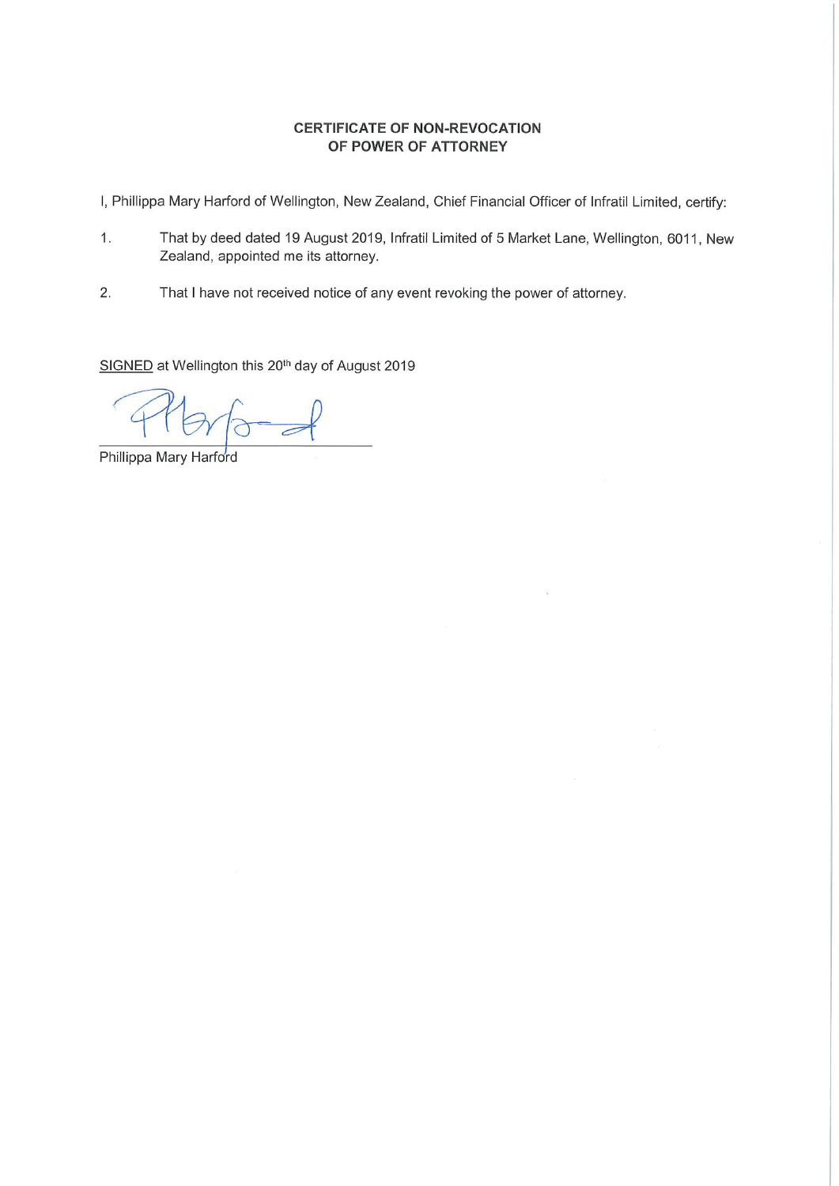**CERTIFICATE OF NON-REVOCATION**
**OF POWER OF ATTORNEY**

I, Phillippa Mary Harford of Wellington, New Zealand, Chief Financial Officer of Infratil Limited, certify:

1. That by deed dated 19 August 2019, Infratil Limited of 5 Market Lane, Wellington, 6011, New Zealand, appointed me its attorney.

2. That I have not received notice of any event revoking the power of attorney.

SIGNED at Wellington this 20th day of August 2019

Phillippa Mary Harford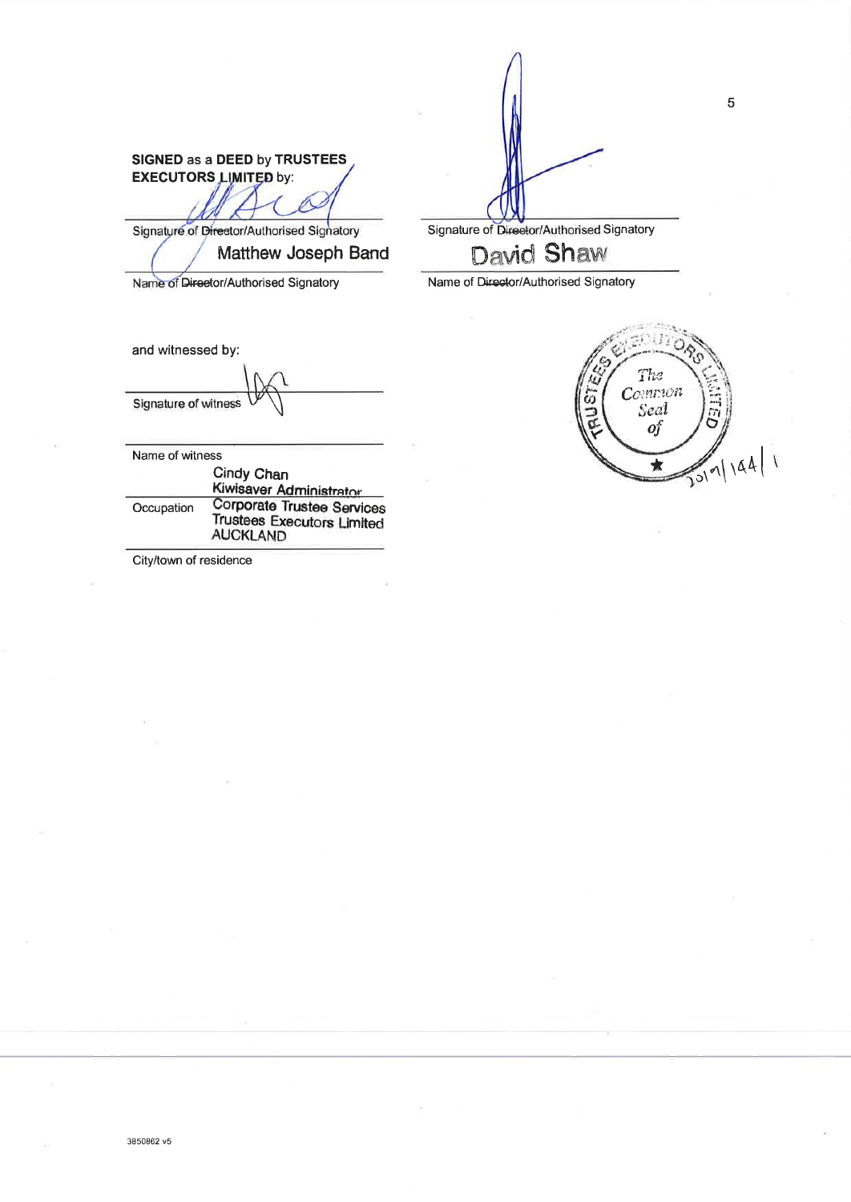**SIGNED** as a **DEED** by **TRUSTEES EXECUTORS LIMITED** by:

Signature of ~~Director~~/Authorised Signatory

Matthew Joseph Band

Name of ~~Director~~/Authorised Signatory

Signature of ~~Director~~/Authorised Signatory

David Shaw

Name of ~~Director~~/Authorised Signatory

and witnessed by:

Signature of witness

Name of witness

Cindy Chan

Occupation: Kiwisaver Administrator, Corporate Trustee Services, Trustees Executors Limited

City/town of residence: AUCKLAND

TRUSTEES EXECUTORS LIMITED — The Common Seal of

2019/144/1

3850862 v5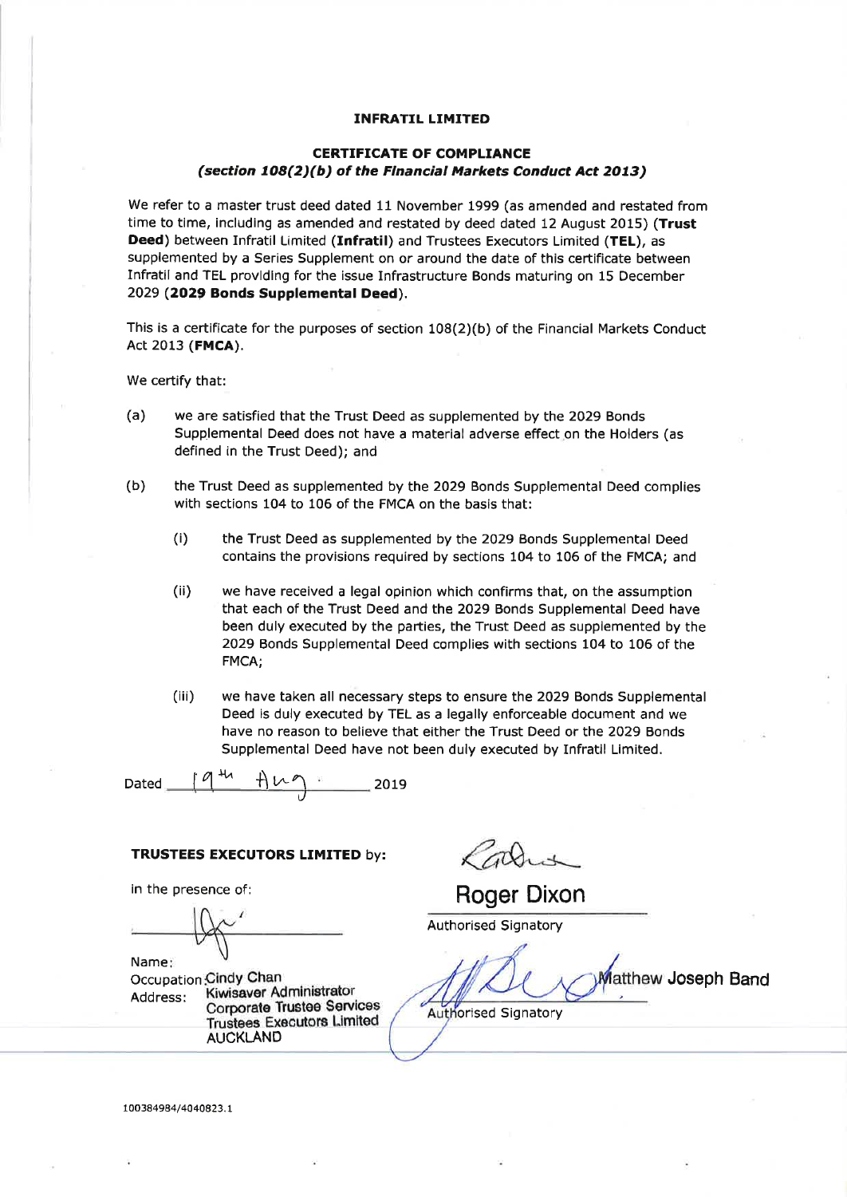**INFRATIL LIMITED**

**CERTIFICATE OF COMPLIANCE**
***(section 108(2)(b) of the Financial Markets Conduct Act 2013)***

We refer to a master trust deed dated 11 November 1999 (as amended and restated from time to time, including as amended and restated by deed dated 12 August 2015) (**Trust Deed**) between Infratil Limited (**Infratil**) and Trustees Executors Limited (**TEL**), as supplemented by a Series Supplement on or around the date of this certificate between Infratil and TEL providing for the issue Infrastructure Bonds maturing on 15 December 2029 (**2029 Bonds Supplemental Deed**).

This is a certificate for the purposes of section 108(2)(b) of the Financial Markets Conduct Act 2013 (**FMCA**).

We certify that:

(a) we are satisfied that the Trust Deed as supplemented by the 2029 Bonds Supplemental Deed does not have a material adverse effect on the Holders (as defined in the Trust Deed); and

(b) the Trust Deed as supplemented by the 2029 Bonds Supplemental Deed complies with sections 104 to 106 of the FMCA on the basis that:

    (i) the Trust Deed as supplemented by the 2029 Bonds Supplemental Deed contains the provisions required by sections 104 to 106 of the FMCA; and

    (ii) we have received a legal opinion which confirms that, on the assumption that each of the Trust Deed and the 2029 Bonds Supplemental Deed have been duly executed by the parties, the Trust Deed as supplemented by the 2029 Bonds Supplemental Deed complies with sections 104 to 106 of the FMCA;

    (iii) we have taken all necessary steps to ensure the 2029 Bonds Supplemental Deed is duly executed by TEL as a legally enforceable document and we have no reason to believe that either the Trust Deed or the 2029 Bonds Supplemental Deed have not been duly executed by Infratil Limited.

Dated 19th Aug. 2019

**TRUSTEES EXECUTORS LIMITED** by:

Roger Dixon
Authorised Signatory

Matthew Joseph Band
Authorised Signatory

in the presence of:

Name: Cindy Chan
Occupation: Kiwisaver Administrator
Address: Corporate Trustee Services
Trustees Executors Limited
AUCKLAND